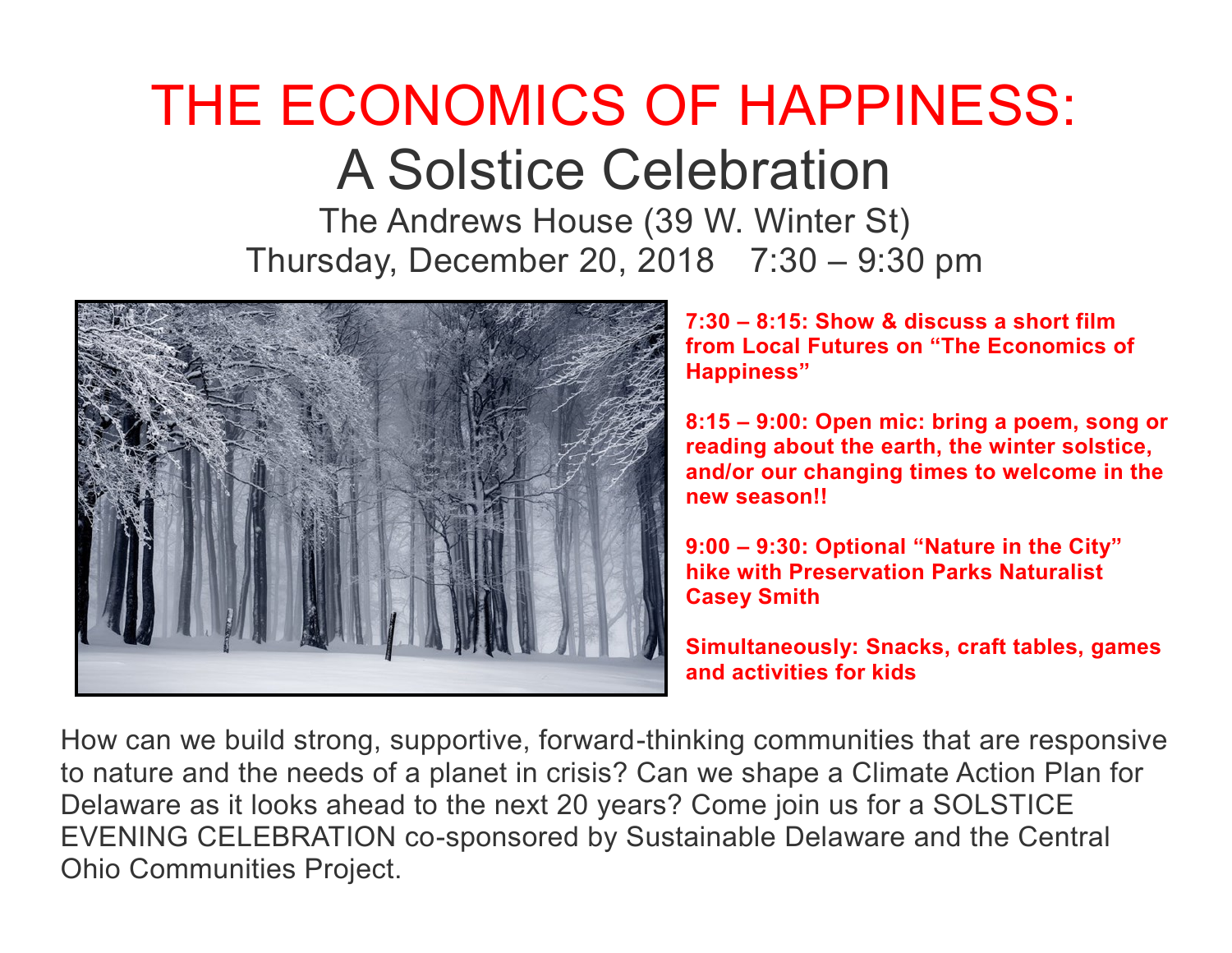# THE ECONOMICS OF HAPPINESS:

## A Solstice Celebration

The Andrews House (39 W. Winter St)
Thursday, December 20, 2018 7:30 – 9:30 pm

**7:30 – 8:15: Show & discuss a short film from Local Futures on "The Economics of Happiness"**

**8:15 – 9:00: Open mic: bring a poem, song or reading about the earth, the winter solstice, and/or our changing times to welcome in the new season!!**

**9:00 – 9:30: Optional "Nature in the City" hike with Preservation Parks Naturalist Casey Smith**

**Simultaneously: Snacks, craft tables, games and activities for kids**

How can we build strong, supportive, forward-thinking communities that are responsive to nature and the needs of a planet in crisis? Can we shape a Climate Action Plan for Delaware as it looks ahead to the next 20 years? Come join us for a SOLSTICE EVENING CELEBRATION co-sponsored by Sustainable Delaware and the Central Ohio Communities Project.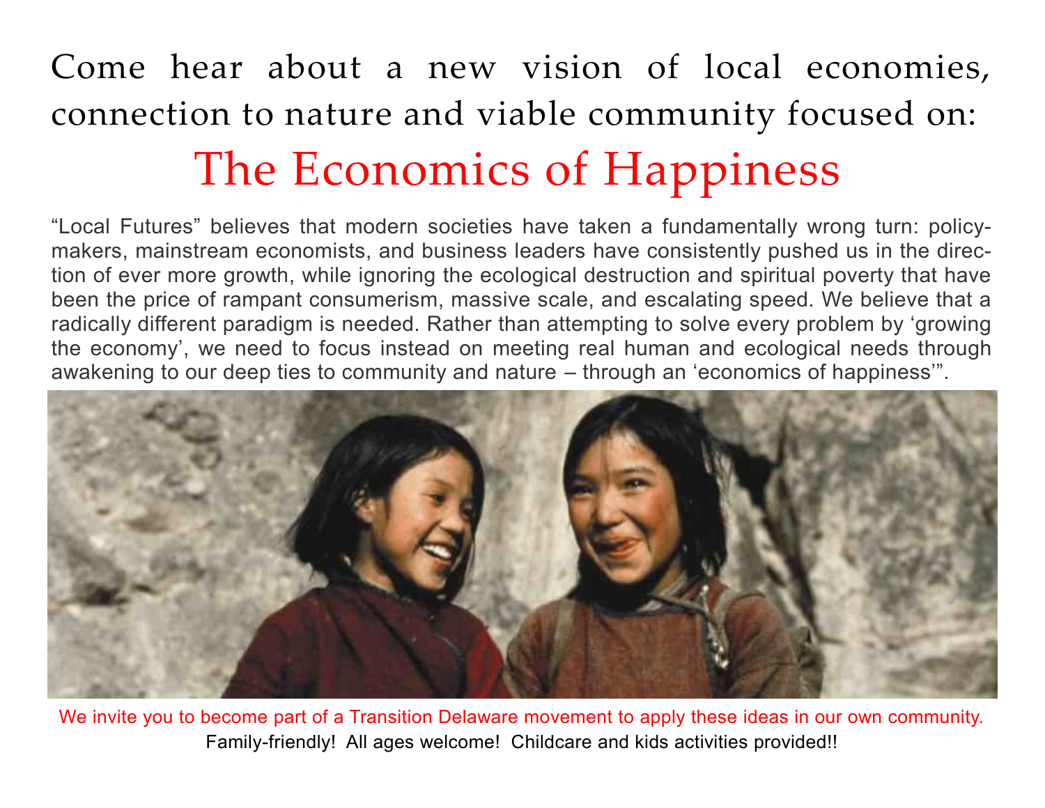Come hear about a new vision of local economies, connection to nature and viable community focused on:

# The Economics of Happiness

“Local Futures” believes that modern societies have taken a fundamentally wrong turn: policy-makers, mainstream economists, and business leaders have consistently pushed us in the direction of ever more growth, while ignoring the ecological destruction and spiritual poverty that have been the price of rampant consumerism, massive scale, and escalating speed. We believe that a radically different paradigm is needed. Rather than attempting to solve every problem by ‘growing the economy’, we need to focus instead on meeting real human and ecological needs through awakening to our deep ties to community and nature – through an ‘economics of happiness’”.

We invite you to become part of a Transition Delaware movement to apply these ideas in our own community.

Family-friendly! All ages welcome! Childcare and kids activities provided!!